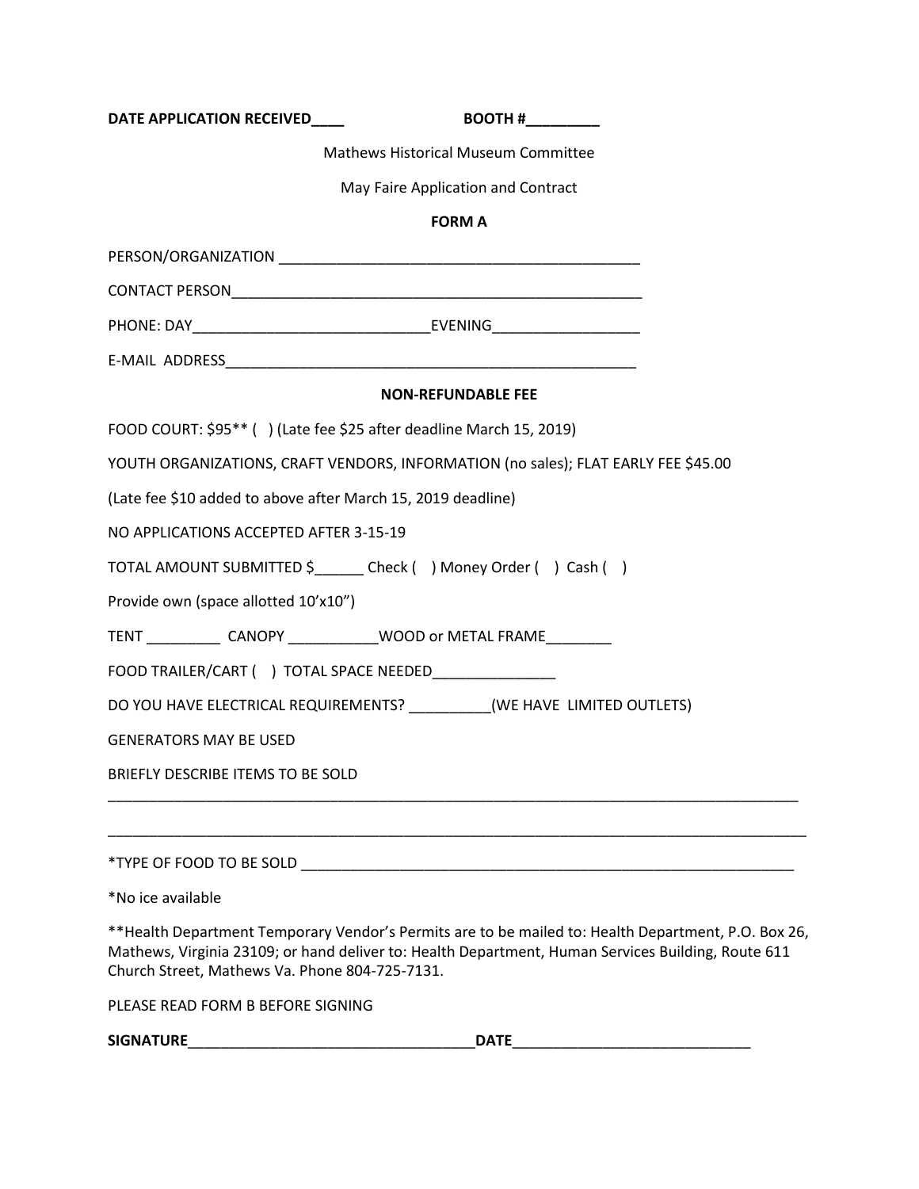**DATE APPLICATION RECEIVED____** **BOOTH #_________**

Mathews Historical Museum Committee

May Faire Application and Contract

**FORM A**

PERSON/ORGANIZATION ____________________________________________

CONTACT PERSON____________________________________________________

PHONE: DAY_____________________________EVENING__________________

E-MAIL ADDRESS____________________________________________________

**NON-REFUNDABLE FEE**

FOOD COURT: $95** ( ) (Late fee $25 after deadline March 15, 2019)

YOUTH ORGANIZATIONS, CRAFT VENDORS, INFORMATION (no sales); FLAT EARLY FEE $45.00

(Late fee $10 added to above after March 15, 2019 deadline)

NO APPLICATIONS ACCEPTED AFTER 3-15-19

TOTAL AMOUNT SUBMITTED $______ Check ( ) Money Order ( ) Cash ( )

Provide own (space allotted 10'x10")

TENT _________ CANOPY ___________WOOD or METAL FRAME________

FOOD TRAILER/CART ( ) TOTAL SPACE NEEDED_______________

DO YOU HAVE ELECTRICAL REQUIREMENTS? __________(WE HAVE LIMITED OUTLETS)

GENERATORS MAY BE USED

BRIEFLY DESCRIBE ITEMS TO BE SOLD

_________________________________________________________________________________________

_________________________________________________________________________________________

*TYPE OF FOOD TO BE SOLD _______________________________________________________________

*No ice available

**Health Department Temporary Vendor's Permits are to be mailed to: Health Department, P.O. Box 26, Mathews, Virginia 23109; or hand deliver to: Health Department, Human Services Building, Route 611 Church Street, Mathews Va. Phone 804-725-7131.

PLEASE READ FORM B BEFORE SIGNING

**SIGNATURE**____________________________________**DATE**_____________________________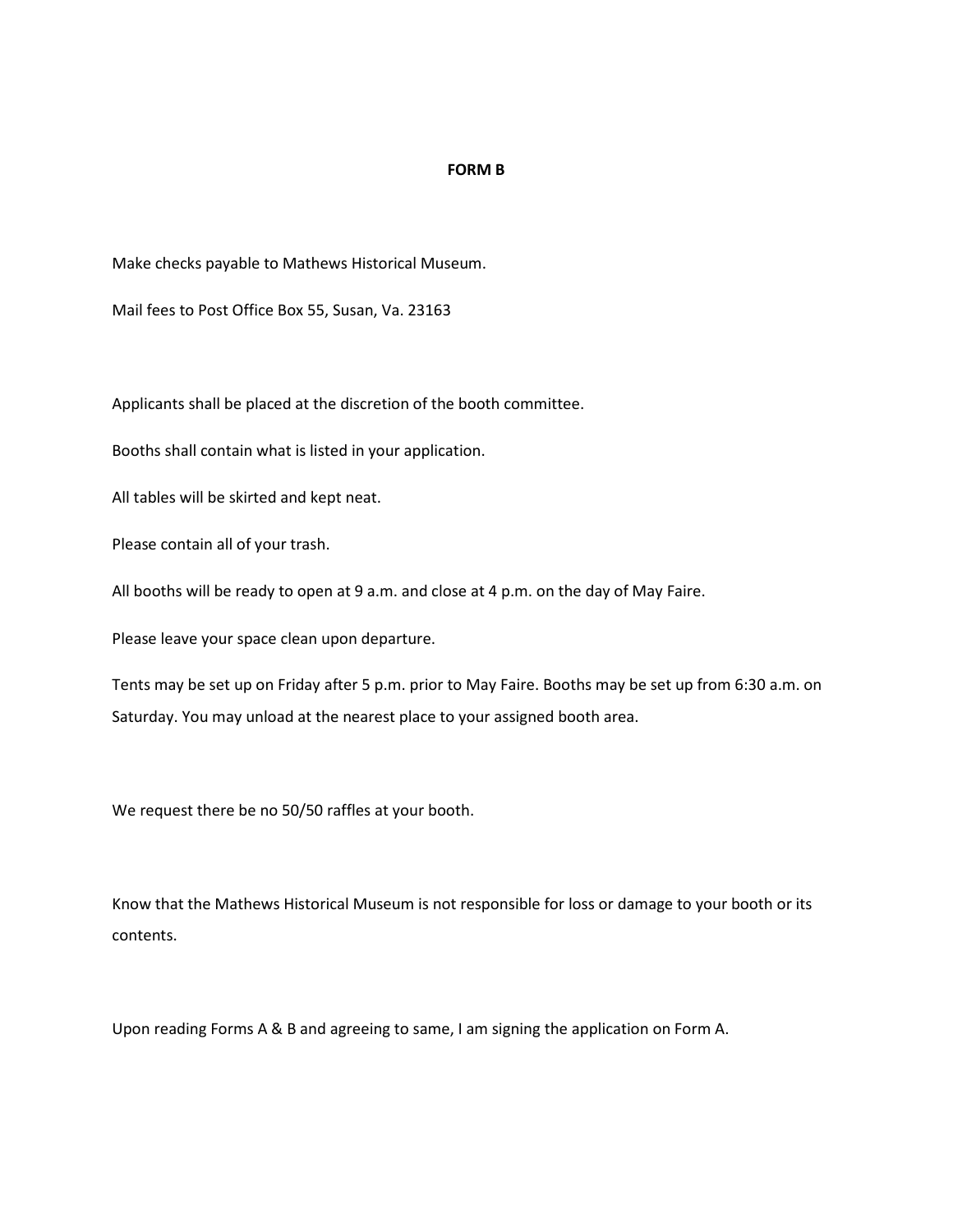**FORM B**

Make checks payable to Mathews Historical Museum.

Mail fees to Post Office Box 55, Susan, Va. 23163

Applicants shall be placed at the discretion of the booth committee.

Booths shall contain what is listed in your application.

All tables will be skirted and kept neat.

Please contain all of your trash.

All booths will be ready to open at 9 a.m. and close at 4 p.m. on the day of May Faire.

Please leave your space clean upon departure.

Tents may be set up on Friday after 5 p.m. prior to May Faire. Booths may be set up from 6:30 a.m. on Saturday. You may unload at the nearest place to your assigned booth area.

We request there be no 50/50 raffles at your booth.

Know that the Mathews Historical Museum is not responsible for loss or damage to your booth or its contents.

Upon reading Forms A & B and agreeing to same, I am signing the application on Form A.